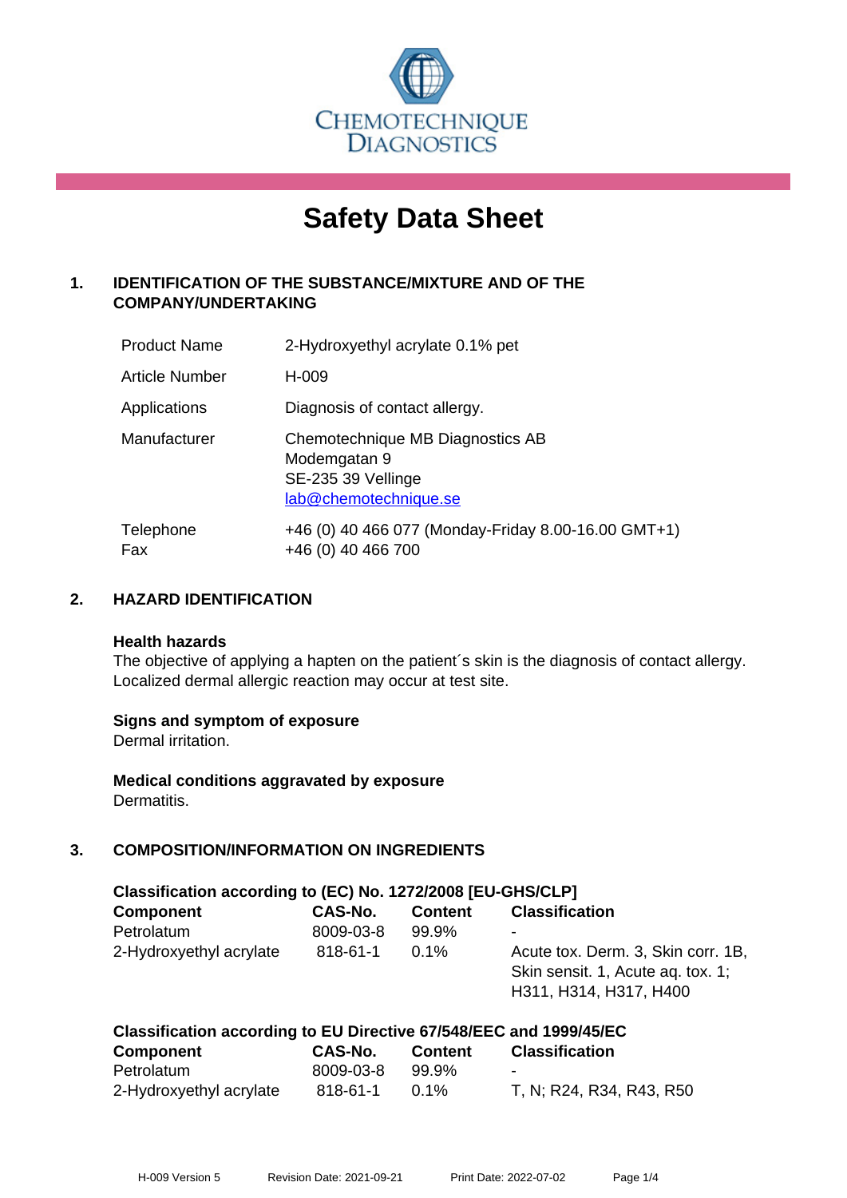CHEMOTECHNIQUE DIAGNOSTICS

# Safety Data Sheet

## 1. IDENTIFICATION OF THE SUBSTANCE/MIXTURE AND OF THE COMPANY/UNDERTAKING

| | |
|---|---|
| Product Name | 2-Hydroxyethyl acrylate 0.1% pet |
| Article Number | H-009 |
| Applications | Diagnosis of contact allergy. |
| Manufacturer | Chemotechnique MB Diagnostics AB<br>Modemgatan 9<br>SE-235 39 Vellinge<br>lab@chemotechnique.se |
| Telephone<br>Fax | +46 (0) 40 466 077 (Monday-Friday 8.00-16.00 GMT+1)<br>+46 (0) 40 466 700 |

## 2. HAZARD IDENTIFICATION

**Health hazards**
The objective of applying a hapten on the patient´s skin is the diagnosis of contact allergy. Localized dermal allergic reaction may occur at test site.

**Signs and symptom of exposure**
Dermal irritation.

**Medical conditions aggravated by exposure**
Dermatitis.

## 3. COMPOSITION/INFORMATION ON INGREDIENTS

**Classification according to (EC) No. 1272/2008 [EU-GHS/CLP]**

| Component | CAS-No. | Content | Classification |
|---|---|---|---|
| Petrolatum | 8009-03-8 | 99.9% | - |
| 2-Hydroxyethyl acrylate | 818-61-1 | 0.1% | Acute tox. Derm. 3, Skin corr. 1B, Skin sensit. 1, Acute aq. tox. 1; H311, H314, H317, H400 |

**Classification according to EU Directive 67/548/EEC and 1999/45/EC**

| Component | CAS-No. | Content | Classification |
|---|---|---|---|
| Petrolatum | 8009-03-8 | 99.9% | - |
| 2-Hydroxyethyl acrylate | 818-61-1 | 0.1% | T, N; R24, R34, R43, R50 |

H-009 Version 5 Revision Date: 2021-09-21 Print Date: 2022-07-02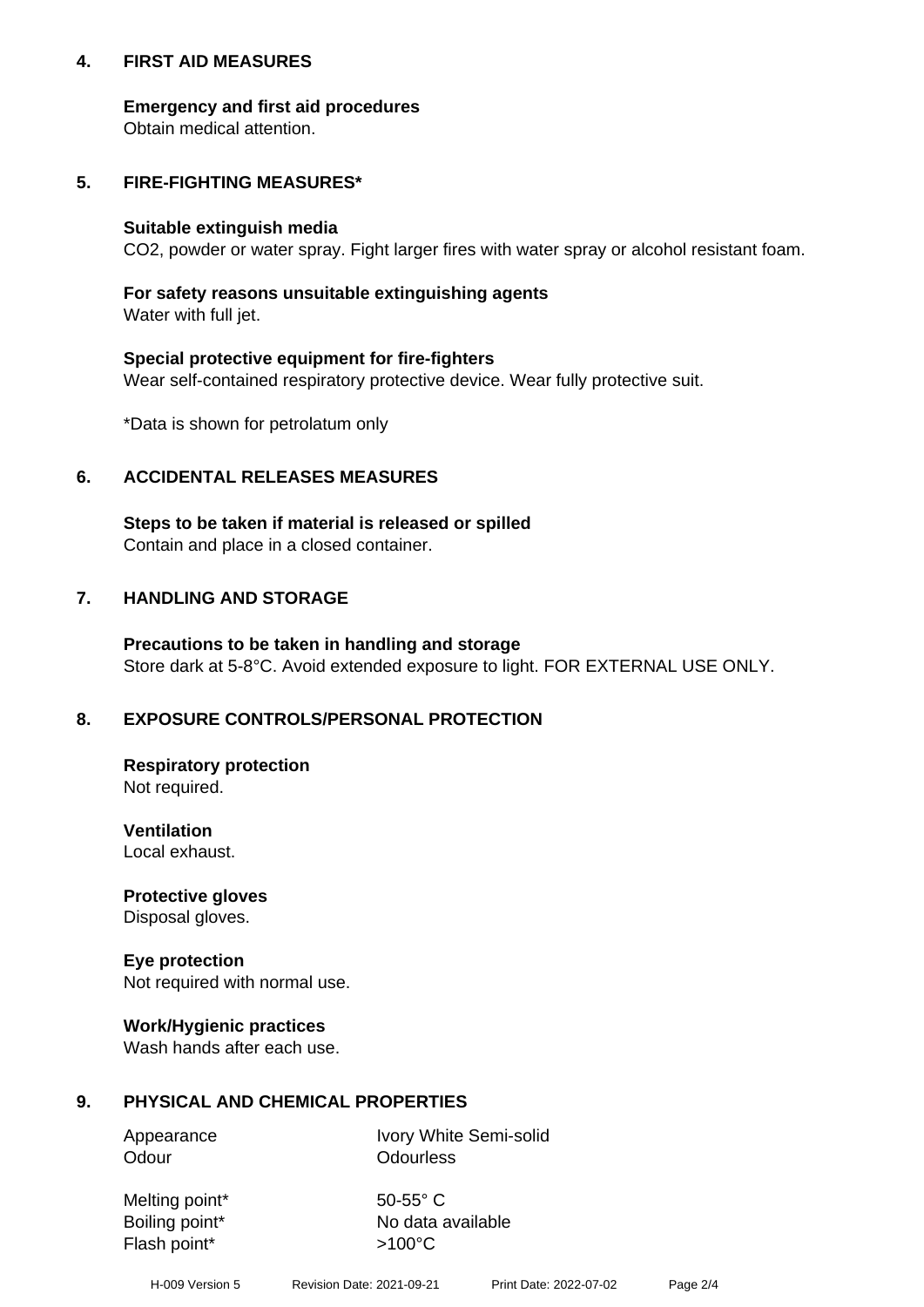## 4. FIRST AID MEASURES

**Emergency and first aid procedures**
Obtain medical attention.

## 5. FIRE-FIGHTING MEASURES*

**Suitable extinguish media**
$CO_2$, powder or water spray. Fight larger fires with water spray or alcohol resistant foam.

**For safety reasons unsuitable extinguishing agents**
Water with full jet.

**Special protective equipment for fire-fighters**
Wear self-contained respiratory protective device. Wear fully protective suit.

*Data is shown for petrolatum only

## 6. ACCIDENTAL RELEASES MEASURES

**Steps to be taken if material is released or spilled**
Contain and place in a closed container.

## 7. HANDLING AND STORAGE

**Precautions to be taken in handling and storage**
Store dark at 5-8°C. Avoid extended exposure to light. FOR EXTERNAL USE ONLY.

## 8. EXPOSURE CONTROLS/PERSONAL PROTECTION

**Respiratory protection**
Not required.

**Ventilation**
Local exhaust.

**Protective gloves**
Disposal gloves.

**Eye protection**
Not required with normal use.

**Work/Hygienic practices**
Wash hands after each use.

## 9. PHYSICAL AND CHEMICAL PROPERTIES

| | |
|---|---|
| Appearance | Ivory White Semi-solid |
| Odour | Odourless |
| Melting point* | 50-55° C |
| Boiling point* | No data available |
| Flash point* | >100°C |

H-009 Version 5 Revision Date: 2021-09-21 Print Date: 2022-07-02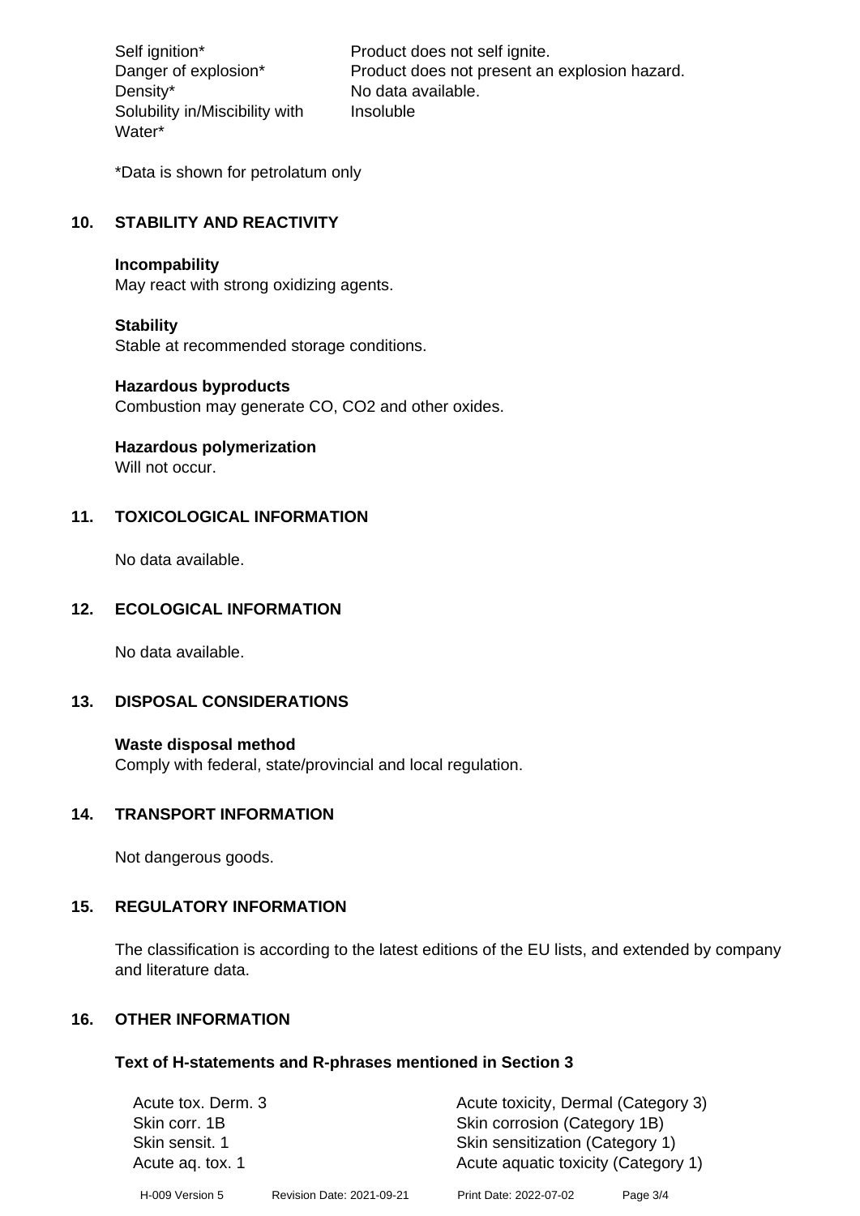| | |
|---|---|
| Self ignition* | Product does not self ignite. |
| Danger of explosion* | Product does not present an explosion hazard. |
| Density* | No data available. |
| Solubility in/Miscibility with Water* | Insoluble |

*Data is shown for petrolatum only

## 10. STABILITY AND REACTIVITY

**Incompability**
May react with strong oxidizing agents.

**Stability**
Stable at recommended storage conditions.

**Hazardous byproducts**
Combustion may generate CO, $CO_2$ and other oxides.

**Hazardous polymerization**
Will not occur.

## 11. TOXICOLOGICAL INFORMATION

No data available.

## 12. ECOLOGICAL INFORMATION

No data available.

## 13. DISPOSAL CONSIDERATIONS

**Waste disposal method**
Comply with federal, state/provincial and local regulation.

## 14. TRANSPORT INFORMATION

Not dangerous goods.

## 15. REGULATORY INFORMATION

The classification is according to the latest editions of the EU lists, and extended by company and literature data.

## 16. OTHER INFORMATION

**Text of H-statements and R-phrases mentioned in Section 3**

| | |
|---|---|
| Acute tox. Derm. 3 | Acute toxicity, Dermal (Category 3) |
| Skin corr. 1B | Skin corrosion (Category 1B) |
| Skin sensit. 1 | Skin sensitization (Category 1) |
| Acute aq. tox. 1 | Acute aquatic toxicity (Category 1) |

H-009 Version 5 Revision Date: 2021-09-21 Print Date: 2022-07-02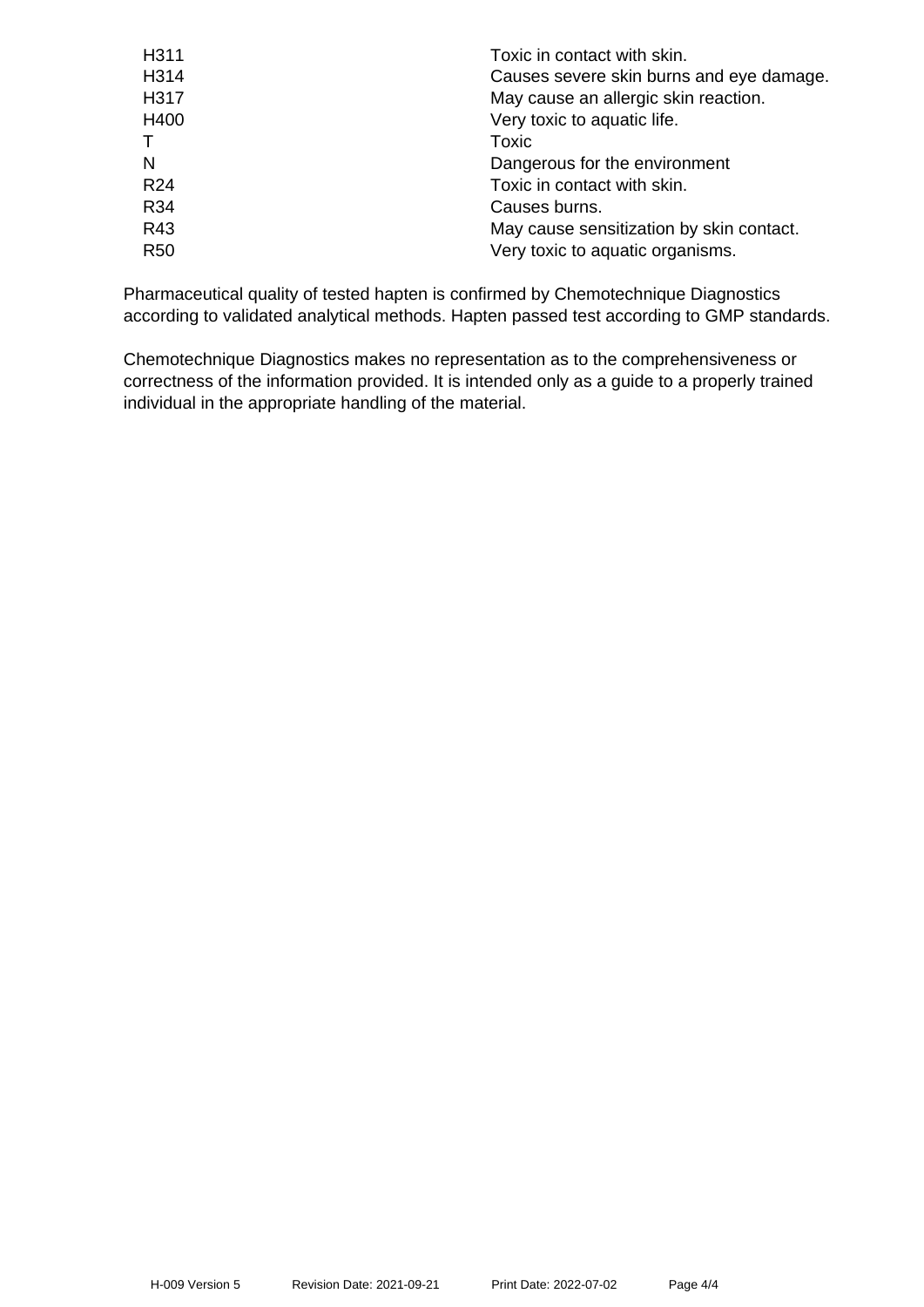| | |
|---|---|
| H311 | Toxic in contact with skin. |
| H314 | Causes severe skin burns and eye damage. |
| H317 | May cause an allergic skin reaction. |
| H400 | Very toxic to aquatic life. |
| T | Toxic |
| N | Dangerous for the environment |
| R24 | Toxic in contact with skin. |
| R34 | Causes burns. |
| R43 | May cause sensitization by skin contact. |
| R50 | Very toxic to aquatic organisms. |

Pharmaceutical quality of tested hapten is confirmed by Chemotechnique Diagnostics according to validated analytical methods. Hapten passed test according to GMP standards.

Chemotechnique Diagnostics makes no representation as to the comprehensiveness or correctness of the information provided. It is intended only as a guide to a properly trained individual in the appropriate handling of the material.